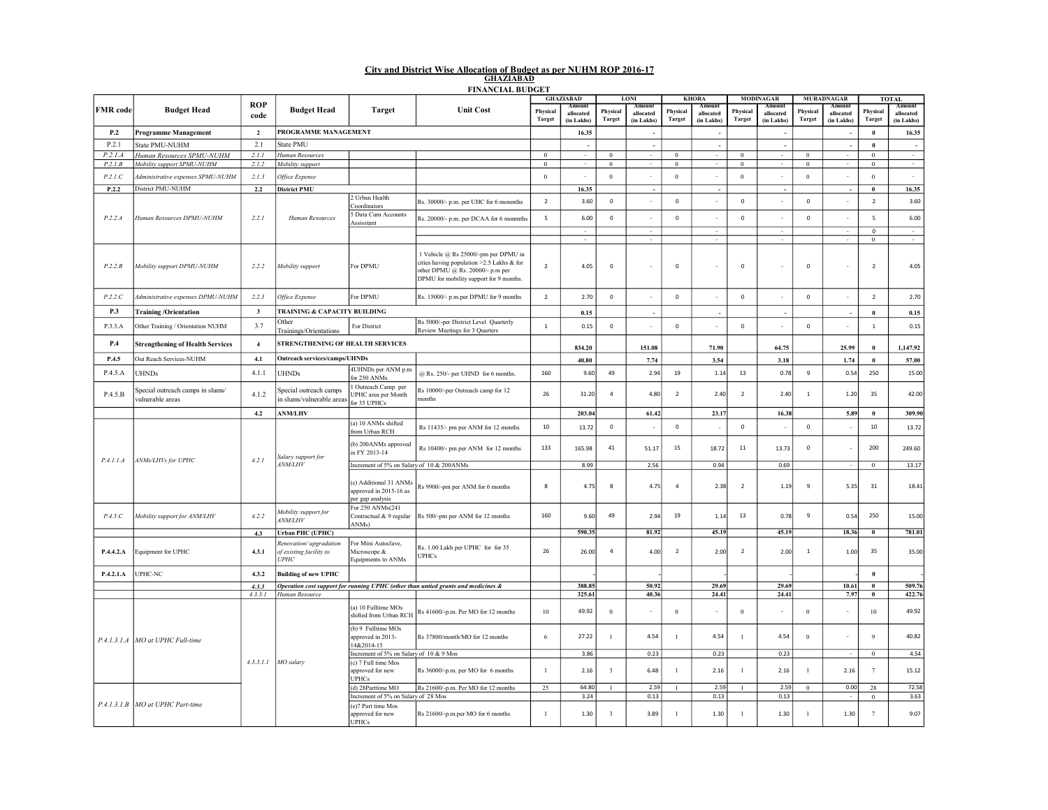## City and District Wise Allocation of Budget as per NUHM ROP 2016-17

### GHAZIABAD

### FINANCIAL BUDGET

| FMR code | Budget Head | ROP code | Budget Head | Target | Unit Cost | GHAZIABAD | | LONI | | KHORA | | MODINAGAR | | MURADNAGAR | | TOTAL | |
|---|---|---|---|---|---|---|---|---|---|---|---|---|---|---|---|---|---|
| | | | | | | Physical Target | Amount allocated (in Lakhs) | Physical Target | Amount allocated (in Lakhs) | Physical Target | Amount allocated (in Lakhs) | Physical Target | Amount allocated (in Lakhs) | Physical Target | Amount allocated (in Lakhs) | Physical Target | Amount allocated (in Lakhs) |
| **P.2** | **Programme Management** | **2** | **PROGRAMME MANAGEMENT** | | | | **16.35** | | **-** | | **-** | | **-** | | **-** | **0** | **16.35** |
| P.2.1 | State PMU-NUHM | 2.1 | State PMU | | | | - | | - | | - | | - | | - | **0** | - |
| *P.2.1.A* | *Human Resources SPMU-NUHM* | *2.1.1* | *Human Resources* | | | 0 | - | 0 | - | 0 | - | 0 | - | 0 | - | 0 | - |
| *P.2.1.B* | *Mobility support SPMU-NUHM* | *2.1.2* | *Mobility support* | | | 0 | - | 0 | - | 0 | - | 0 | - | 0 | - | 0 | - |
| *P.2.1.C* | *Administrative expenses SPMU-NUHM* | *2.1.3* | *Office Expense* | | | 0 | - | 0 | - | 0 | - | 0 | - | 0 | - | 0 | - |
| **P.2.2** | District PMU-NUHM | **2.2** | **District PMU** | | | | **16.35** | | **-** | | **-** | | **-** | | **-** | **0** | **16.35** |
| *P.2.2.A* | *Human Resources DPMU-NUHM* | *2.2.1* | *Human Resources* | 2 Urban Health Coordinators | Rs. 30000/- p.m. per UHC for 6 monmths | 2 | 3.60 | 0 | - | 0 | - | 0 | - | 0 | - | 2 | 3.60 |
| | | | | 5 Data Cum Accounts Assisstant | Rs. 20000/- p.m. per DCAA for 6 monmths | 5 | 6.00 | 0 | - | 0 | - | 0 | - | 0 | - | 5 | 6.00 |
| | | | | | | | - | | - | | - | | - | | - | 0 | - |
| | | | | | | | - | | - | | - | | - | | - | 0 | - |
| *P.2.2.B* | *Mobility support DPMU-NUHM* | *2.2.2* | *Mobility support* | For DPMU | 1 Vehicle @ Rs 25000/-pm per DPMU in cities having population >2.5 Lakhs & for other DPMU @ Rs. 20000/- p.m per DPMU for mobility support for 9 months. | 2 | 4.05 | 0 | - | 0 | - | 0 | - | 0 | - | 2 | 4.05 |
| *P.2.2.C* | *Administrative expenses DPMU-NUHM* | *2.2.3* | *Office Expense* | For DPMU | Rs. 15000/- p.m.per DPMU for 9 months | 2 | 2.70 | 0 | - | 0 | - | 0 | - | 0 | - | 2 | 2.70 |
| **P.3** | **Training /Orientation** | **3** | **TRAINING & CAPACITY BUILDING** | | | | **0.15** | | **-** | | **-** | | **-** | | **-** | **0** | **0.15** |
| P.3.3.A | Other Training / Orientation NUHM | 3.7 | Other Trainings/Orientations | For District | Rs 5000/-per District Level Quarterly Review Meetings for 3 Quarters | 1 | 0.15 | 0 | - | 0 | - | 0 | - | 0 | - | 1 | 0.15 |
| **P.4** | **Strengthening of Health Services** | **4** | **STRENGTHENING OF HEALTH SERVICES** | | | | **834.20** | | **151.08** | | **71.90** | | **64.75** | | **25.99** | **0** | **1,147.92** |
| **P.4.5** | Out Reach Services-NUHM | **4.1** | **Outreach services/camps/UHNDs** | | | | **40.80** | | **7.74** | | **3.54** | | **3.18** | | **1.74** | **0** | **57.00** |
| P.4.5.A | UHNDs | 4.1.1 | UHNDs | 4UHNDs per ANM p.m for 250 ANMs | @ Rs. 250/- per UHND for 6 months. | 160 | 9.60 | 49 | 2.94 | 19 | 1.14 | 13 | 0.78 | 9 | 0.54 | 250 | 15.00 |
| P.4.5.B | Special outreach camps in slums/ vulnerable areas | 4.1.2 | Special outreach camps in slums/vulnerable areas | 1 Outreach Camp per UPHC area per Month for 35 UPHCs | Rs 10000/-per Outreach camp for 12 months | 26 | 31.20 | 4 | 4.80 | 2 | 2.40 | 2 | 2.40 | 1 | 1.20 | 35 | 42.00 |
| | | **4.2** | **ANM/LHV** | | | | **203.04** | | **61.42** | | **23.17** | | **16.38** | | **5.89** | **0** | **309.90** |
| *P.4.1.1.A* | *ANMs/LHVs for UPHC* | *4.2.1* | *Salary support for ANM/LHV* | (a) 10 ANMs shifted from Urban RCH | Rs 11435/- pm per ANM for 12 months | 10 | 13.72 | 0 | - | 0 | - | 0 | - | 0 | - | 10 | 13.72 |
| | | | | (b) 200ANMs approved in FY 2013-14 | Rs 10400/- pm per ANM for 12 months | 133 | 165.98 | 41 | 51.17 | 15 | 18.72 | 11 | 13.73 | 0 | - | 200 | 249.60 |
| | | | | Increment of 5% on Salary of 10 & 200ANMs | | | 8.99 | | 2.56 | | 0.94 | | 0.69 | | - | 0 | 13.17 |
| | | | | (c) Additional 31 ANMs approved in 2015-16 as per gap analysis | Rs 9900/-pm per ANM for 6 months | 8 | 4.75 | 8 | 4.75 | 4 | 2.38 | 2 | 1.19 | 9 | 5.35 | 31 | 18.41 |
| *P.4.5.C* | *Mobility support for ANM/LHV* | *4.2.2* | *Mobility support for ANM/LHV* | For 250 ANMs(241 Contractual & 9 regular ANMs) | Rs 500/-pm per ANM for 12 months | 160 | 9.60 | 49 | 2.94 | 19 | 1.14 | 13 | 0.78 | 9 | 0.54 | 250 | 15.00 |
| | | **4.3** | **Urban PHC (UPHC)** | | | | **590.35** | | **81.92** | | **45.19** | | **45.19** | | **18.36** | **0** | **781.01** |
| **P.4.4.2.A** | Equipment for UPHC | **4.3.1** | *Renovation/ upgradation of existing facility to UPHC* | For Mini Autoclave, Microscope & Equipments to ANMs | Rs. 1.00 Lakh per UPHC for for 35 UPHCs | 26 | 26.00 | 4 | 4.00 | 2 | 2.00 | 2 | 2.00 | 1 | 1.00 | 35 | 35.00 |
| **P.4.2.1.A** | UPHC-NC | **4.3.2** | **Building of new UPHC** | | | | - | | - | | - | | - | | - | **0** | - |
| | | *4.3.3* | ***Operation cost support for running UPHC (other than untied grants and medicines &*** | | | | **388.85** | | **50.92** | | **29.69** | | **29.69** | | **10.61** | **0** | **509.76** |
| | | *4.3.3.1* | *Human Resource* | | | | **325.61** | | **40.36** | | **24.41** | | **24.41** | | **7.97** | **0** | **422.76** |
| *P.4.1.3.1.A* | *MO at UPHC Full-time* | *4.3.3.1.1* | *MO salary* | (a) 10 Fulltime MOs shifted from Urban RCH | Rs 41600/-p.m. Per MO for 12 months | 10 | 49.92 | 0 | - | 0 | - | 0 | - | 0 | - | 10 | 49.92 |
| | | | | (b) 9 Fulltime MOs approved in 2013-14&2014-15 | Rs 37800/month/MO for 12 months | 6 | 27.22 | 1 | 4.54 | 1 | 4.54 | 1 | 4.54 | 0 | - | 9 | 40.82 |
| | | | | Increment of 5% on Salary of 10 & 9 Mos | | | 3.86 | | 0.23 | | 0.23 | | 0.23 | | - | 0 | 4.54 |
| | | | | (c) 7 Full time Mos approved for new UPHCs | Rs 36000/-p.m. per MO for 6 months | 1 | 2.16 | 3 | 6.48 | 1 | 2.16 | 1 | 2.16 | 1 | 2.16 | 7 | 15.12 |
| *P.4.1.3.1.B* | *MO at UPHC Part-time* | | | (d) 28Parttime MO | Rs 21600/-p.m. Per MO for 12 months | 25 | 64.80 | 1 | 2.59 | 1 | 2.59 | 1 | 2.59 | 0 | 0.00 | 28 | 72.58 |
| | | | | Increment of 5% on Salary of 28 Mos | | | 3.24 | | 0.13 | | 0.13 | | 0.13 | | - | 0 | 3.63 |
| | | | | (e)7 Part time Mos approved for new UPHCs | Rs 21600/-p.m.per MO for 6 months | 1 | 1.30 | 3 | 3.89 | 1 | 1.30 | 1 | 1.30 | 1 | 1.30 | 7 | 9.07 |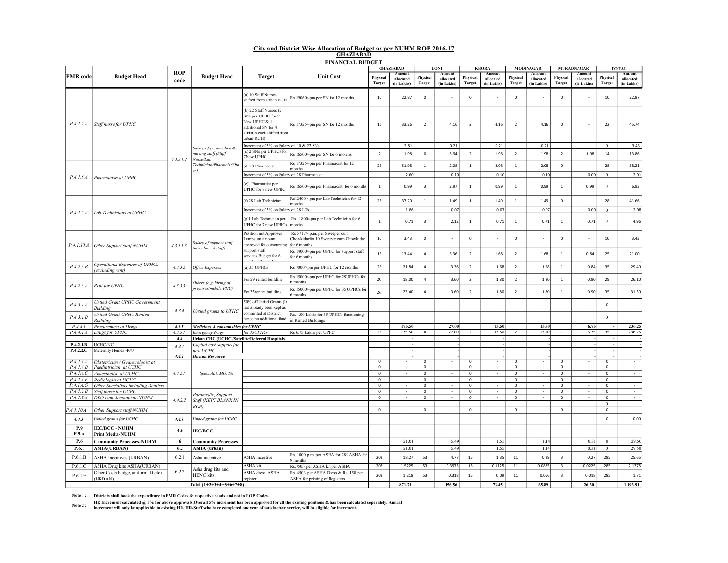# City and District Wise Allocation of Budget as per NUHM ROP 2016-17

## GHAZIABAD

### FINANCIAL BUDGET

| FMR code | Budget Head | ROP code | Budget Head | Target | Unit Cost | GHAZIABAD | | LONI | | KHORA | | MODINAGAR | | MURADNAGAR | | TOTAL | |
|---|---|---|---|---|---|---|---|---|---|---|---|---|---|---|---|---|---|
| | | | | | | Physical Target | Amount allocated (in Lakhs) | Physical Target | Amount allocated (in Lakhs) | Physical Target | Amount allocated (in Lakhs) | Physical Target | Amount allocated (in Lakhs) | Physical Target | Amount allocated (in Lakhs) | Physical Target | Amount allocated (in Lakhs) |
| P.4.1.2.A | Staff nurse for UPHC | 4.3.3.1.2 | Salary of paramedical& nursing staff (Staff Nurse/Lab Technician/Pharmcist/Other) | (a) 10 Staff Nurses shifted from Urban RCH | Rs 19060/-pm per SN for 12 months | 10 | 22.87 | 0 | - | 0 | - | 0 | - | 0 | - | 10 | 22.87 |
| | | | | (b) 22 Staff Nurses (2 SNs per UPHC for 9 New UPHC & 1 additional SN for 4 UPHCs each shifted from urban RCH) | Rs 17325/-pm per SN for 12 months | 16 | 33.26 | 2 | 4.16 | 2 | 4.16 | 2 | 4.16 | 0 | - | 22 | 45.74 |
| | | | | Increment of 5% on Salary of 10 & 22 SNs | | | 2.81 | | 0.21 | | 0.21 | | 0.21 | | - | 0 | 3.43 |
| | | | | (c) 2 SNs per UPHCs for 7New UPHC | Rs 16500/-pm per SN for 6 months | 2 | 1.98 | 6 | 5.94 | 2 | 1.98 | 2 | 1.98 | 2 | 1.98 | 14 | 13.86 |
| P.4.1.6.A | Pharmacists at UPHC | | | (d) 28 Pharmacist | Rs 17325/-pm per Pharmacist for 12 months | 25 | 51.98 | 1 | 2.08 | 1 | 2.08 | 1 | 2.08 | 0 | - | 28 | 58.21 |
| | | | | Increment of 5% on Salary of 28 Pharmacist | | | 2.60 | | 0.10 | | 0.10 | | 0.10 | | 0.00 | 0 | 2.91 |
| | | | | (e)1 Pharmacist per UPHC for 7 new UPHC | Rs 16500/-pm per Pharmacist for 6 months | 1 | 0.99 | 3 | 2.97 | 1 | 0.99 | 1 | 0.99 | 1 | 0.99 | 7 | 6.93 |
| P.4.1.5.A | Lab Technicians at UPHC | | | (f) 28 Lab Technician | Rs12400 /-pm per Lab Technician for 12 months | 25 | 37.20 | 1 | 1.49 | 1 | 1.49 | 1 | 1.49 | 0 | - | 28 | 41.66 |
| | | | | Increment of 5% on Salary of 28 LTs | | | 1.86 | | 0.07 | | 0.07 | | 0.07 | | 0.00 | 0 | 2.08 |
| | | | | (g)1 Lab Technician per UPHC for 7 new UPHCs | Rs 11800/-pm per Lab Technician for 6 months | 1 | 0.71 | 3 | 2.12 | 1 | 0.71 | 1 | 0.71 | 1 | 0.71 | 7 | 4.96 |
| P.4.1.10.A | Other Support staff-NUHM | 4.3.3.1.3 | Salary of support staff (non clinical staff) | Position not Approved. Lumpsum amount approved for outsourcing support staff services.Budget for 6 | Rs 5717/- p.m. per Sweeper cum Chowkidarfor 10 Sweeper cum Chowkidar for 6 months | 10 | 3.43 | 0 | - | 0 | - | 0 | - | 0 | - | 10 | 3.43 |
| | | | | | Rs 14000/-pm per UPHC for support staff for 6 months | 16 | 13.44 | 4 | 3.36 | 2 | 1.68 | 2 | 1.68 | 1 | 0.84 | 25 | 21.00 |
| P.4.2.3.B | Operational Expenses of UPHCs (excluding rent) | 4.3.3.2 | Office Expenses | (a) 35 UPHCs | Rs 7000/-pm per UPHC for 12 months | 26 | 21.84 | 4 | 3.36 | 2 | 1.68 | 2 | 1.68 | 1 | 0.84 | 35 | 29.40 |
| P.4.2.3.A | Rent for UPHC | 4.3.3.3 | Others (e.g. hiring of premises/mobile PHC) | For 29 rented building | Rs 15000/-pm per UPHC for 29UPHCs for 6 months | 20 | 18.00 | 4 | 3.60 | 2 | 1.80 | 2 | 1.80 | 1 | 0.90 | 29 | 26.10 |
| | | | | For 35rented building | Rs 15000/-pm per UPHC for 35 UPHCs for 6 months | 26 | 23.40 | 4 | 3.60 | 2 | 1.80 | 2 | 1.80 | 1 | 0.90 | 35 | 31.50 |
| P.4.3.1.A | Untied Grant UPHC Government Building | 4.3.4 | Untied grants to UPHC | 50% of Untied Grants (It has already been kept as committed at District, hence no additional fund | | | - | | - | | - | | - | | - | 0 | - |
| P.4.3.1.B | Untied Grant UPHC Rented Building | | | | Rs. 1.00 Lakhs for 35 UPHCs functioning in Rented Buildings | | - | | - | | - | | - | | - | 0 | - |
| P.4.4.1 | Procurement of Drugs | 4.3.5 | Medicines & consumables for UPHC | | | | 175.50 | | 27.00 | | 13.50 | | 13.50 | | 6.75 | - | 236.25 |
| P.4.4.1.A | Drugs for UPHC | 4.3.5.1 | Emergency drugs | for 35UPHCs | Rs 6.75 Lakhs per UPHC | 26 | 175.50 | 4 | 27.00 | 2 | 13.50 | 2 | 13.50 | 1 | 6.75 | 35 | 236.25 |
| | | 4.4 | Urban CHC (UCHC)/Satellite/Referral Hospitals | | | | - | | - | | - | | - | | - | | - |
| P.4.2.1.B | UCHC-NC | 4.4.1 | Capital cost support for new UCHC | | | | - | | - | | - | | - | | - | - | - |
| P.4.2.2.C | Maternity Homes -R/U | | | | | | - | | - | | - | | - | | - | - | - |
| | | 4.4.2 | Human Resource | | | | - | | - | | - | | - | | - | - | - |
| P.4.1.4.A | Obstetrician / Gyanecologist at | 4.4.2.1 | Specialist, MO, SN | | | 0 | - | 0 | - | 0 | - | 0 | - | 0 | - | 0 | - |
| P.4.1.4.B | Paediatrician at UCHC | | | | | 0 | - | 0 | - | 0 | - | 0 | - | 0 | - | 0 | - |
| P.4.1.4.C | Anaesthetist at UCHC | | | | | 0 | - | 0 | - | 0 | - | 0 | - | 0 | - | 0 | - |
| P.4.1.4.F | Radiologist at UCHC | | | | | 0 | - | 0 | - | 0 | - | 0 | - | 0 | - | 0 | - |
| P.4.1.4.G | Other Specialists including Dentists | | | | | 0 | - | 0 | - | 0 | - | 0 | - | 0 | - | 0 | - |
| P.4.1.2.B | Staff nurse for UCHC | 4.4.2.2 | Paramedic, Support Staff (KEPT BLANK IN ROP) | | | 0 | - | 0 | - | 0 | - | 0 | - | 0 | - | 0 | - |
| P.4.1.9.A | DEO cum Accountant-NUHM | | | | | 0 | - | 0 | - | 0 | - | 0 | - | 0 | - | 0 | - |
| | | | | | | | - | | - | | - | | - | | - | 0 | - |
| P.4.1.10.A | Other Support staff-NUHM | | | | | 0 | - | 0 | - | 0 | - | 0 | - | 0 | - | 0 | - |
| 4.4.3 | Untied grants for UCHC | 4.4.3 | Untied grants for UCHC | | | | | | | | | | | | | 0 | 0.00 |
| P.9 | IEC/BCC - NUHM | 4.6 | IEC/BCC | | | | | | | | | | | | | | |
| P.9.A | Print Media-NUHM | | | | | | | | | | | | | | | | |
| P.6 | Community Processes-NUHM | 6 | Community Processes | | | | 21.01 | | 5.49 | | 1.55 | | 1.14 | | 0.31 | 0 | 29.50 |
| P.6.1 | ASHA(URBAN) | 6.2 | ASHA (urban) | | | | 21.01 | | 5.49 | | 1.55 | | 1.14 | | 0.31 | 0 | 29.50 |
| P.6.1.B | ASHA Incentives (URBAN) | 6.2.1 | Asha incentive | ASHA incentive | Rs. 1000 p.m. per ASHA for 285 ASHA for 9 months | 203 | 18.27 | 53 | 4.77 | 15 | 1.35 | 11 | 0.99 | 3 | 0.27 | 285 | 25.65 |
| P.6.1.C | ASHA Drug kits ASHA(URBAN) | 6.2.2 | Asha drug kits and HBNC kits | ASHA kit | Rs.750/- per ASHA kit per ASHA | 203 | 1.5225 | 53 | 0.3975 | 15 | 0.1125 | 11 | 0.0825 | 3 | 0.0225 | 285 | 2.1375 |
| P.6.1.E | Other Costs(badge, uniform,ID etc) (URBAN) | | | ASHA dress, ASHA register | Rs. 450/- per ASHA Dress & Rs. 150 per ASHA for printing of Registers. | 203 | 1.218 | 53 | 0.318 | 15 | 0.09 | 11 | 0.066 | 3 | 0.018 | 285 | 1.71 |
| Total (1+2+3+4+5+6+7+8) | | | | | | | 871.71 | | 156.56 | | 73.45 | | 65.89 | | 26.30 | | 1,193.91 |

**Note 1 :** Districts shall book the expenditure in FMR Codes & respective heads and not in ROP Codes.

**Note 2 :** HR Increment calculated @ 5% for above approvals.Overall 5% increment has been approved for all the existing positions & has been calculated seperately. Annual increment will only be applicable to existing HR. HR/Staff who have completed one year of satisfactory service, will be eligible for increment.